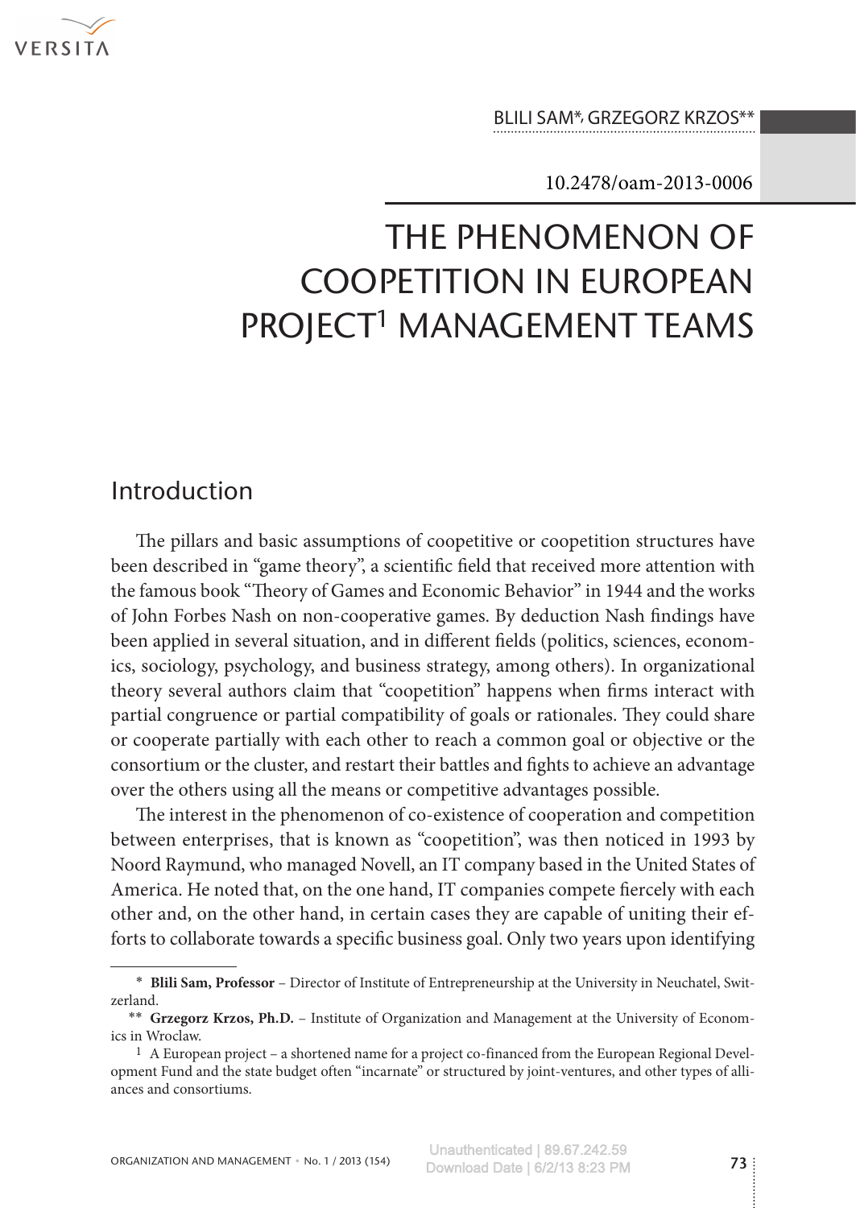BLILI SAM*, GRZEGORZ KRZOS**

10.2478/oam-2013-0006

# THE PHENOMENON OF COOPETITION IN EUROPEAN PROJECT[1] MANAGEMENT TEAMS

## Introduction

The pillars and basic assumptions of coopetitive or coopetition structures have been described in "game theory", a scientific field that received more attention with the famous book "Theory of Games and Economic Behavior" in 1944 and the works of John Forbes Nash on non-cooperative games. By deduction Nash findings have been applied in several situation, and in different fields (politics, sciences, economics, sociology, psychology, and business strategy, among others). In organizational theory several authors claim that "coopetition" happens when firms interact with partial congruence or partial compatibility of goals or rationales. They could share or cooperate partially with each other to reach a common goal or objective or the consortium or the cluster, and restart their battles and fights to achieve an advantage over the others using all the means or competitive advantages possible.

The interest in the phenomenon of co-existence of cooperation and competition between enterprises, that is known as "coopetition", was then noticed in 1993 by Noord Raymund, who managed Novell, an IT company based in the United States of America. He noted that, on the one hand, IT companies compete fiercely with each other and, on the other hand, in certain cases they are capable of uniting their efforts to collaborate towards a specific business goal. Only two years upon identifying

---

\* **Blili Sam, Professor** – Director of Institute of Entrepreneurship at the University in Neuchatel, Switzerland.

\*\* **Grzegorz Krzos, Ph.D.** – Institute of Organization and Management at the University of Economics in Wroclaw.

[1] A European project – a shortened name for a project co-financed from the European Regional Development Fund and the state budget often "incarnate" or structured by joint-ventures, and other types of alliances and consortiums.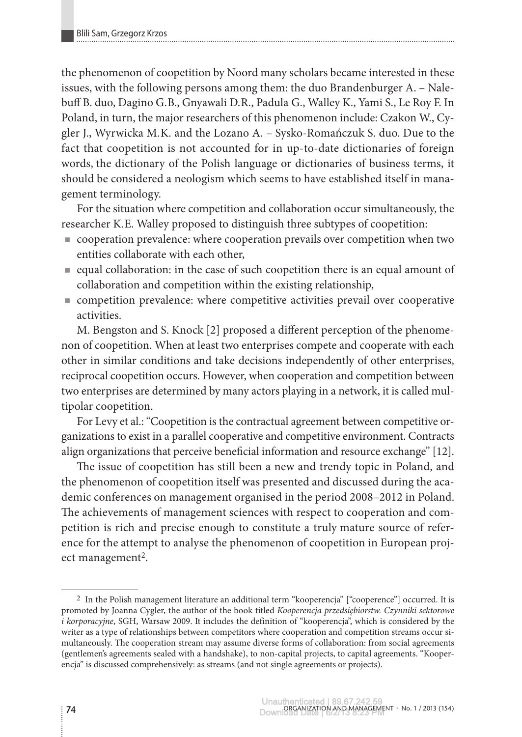the phenomenon of coopetition by Noord many scholars became interested in these issues, with the following persons among them: the duo Brandenburger A. – Nalebuff B. duo, Dagino G.B., Gnyawali D.R., Padula G., Walley K., Yami S., Le Roy F. In Poland, in turn, the major researchers of this phenomenon include: Czakon W., Cygler J., Wyrwicka M.K. and the Lozano A. – Sysko-Romańczuk S. duo. Due to the fact that coopetition is not accounted for in up-to-date dictionaries of foreign words, the dictionary of the Polish language or dictionaries of business terms, it should be considered a neologism which seems to have established itself in management terminology.

For the situation where competition and collaboration occur simultaneously, the researcher K.E. Walley proposed to distinguish three subtypes of coopetition:

- cooperation prevalence: where cooperation prevails over competition when two entities collaborate with each other,
- equal collaboration: in the case of such coopetition there is an equal amount of collaboration and competition within the existing relationship,
- competition prevalence: where competitive activities prevail over cooperative activities.

M. Bengston and S. Knock [2] proposed a different perception of the phenomenon of coopetition. When at least two enterprises compete and cooperate with each other in similar conditions and take decisions independently of other enterprises, reciprocal coopetition occurs. However, when cooperation and competition between two enterprises are determined by many actors playing in a network, it is called multipolar coopetition.

For Levy et al.: "Coopetition is the contractual agreement between competitive organizations to exist in a parallel cooperative and competitive environment. Contracts align organizations that perceive beneficial information and resource exchange" [12].

The issue of coopetition has still been a new and trendy topic in Poland, and the phenomenon of coopetition itself was presented and discussed during the academic conferences on management organised in the period 2008–2012 in Poland. The achievements of management sciences with respect to cooperation and competition is rich and precise enough to constitute a truly mature source of reference for the attempt to analyse the phenomenon of coopetition in European project management[2].

---

[2] In the Polish management literature an additional term "kooperencja" ["cooperence"] occurred. It is promoted by Joanna Cygler, the author of the book titled *Kooperencja przedsiębiorstw. Czynniki sektorowe i korporacyjne*, SGH, Warsaw 2009. It includes the definition of "kooperencja", which is considered by the writer as a type of relationships between competitors where cooperation and competition streams occur simultaneously. The cooperation stream may assume diverse forms of collaboration: from social agreements (gentlemen's agreements sealed with a handshake), to non-capital projects, to capital agreements. "Kooperencja" is discussed comprehensively: as streams (and not single agreements or projects).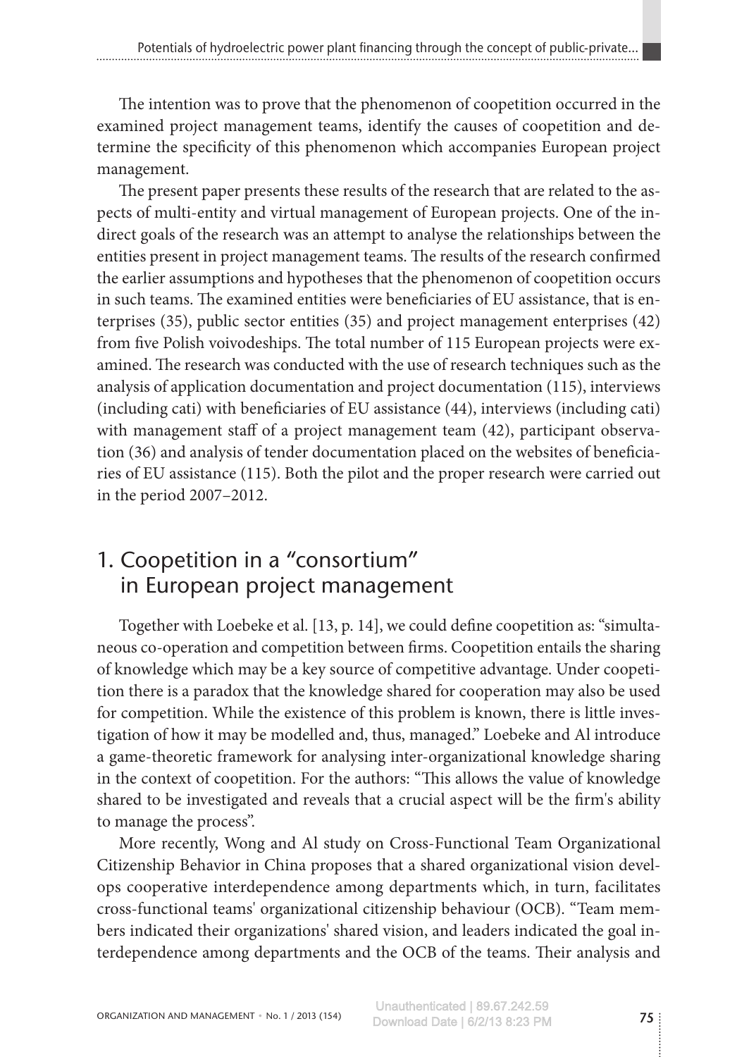The intention was to prove that the phenomenon of coopetition occurred in the examined project management teams, identify the causes of coopetition and determine the specificity of this phenomenon which accompanies European project management.

The present paper presents these results of the research that are related to the aspects of multi-entity and virtual management of European projects. One of the indirect goals of the research was an attempt to analyse the relationships between the entities present in project management teams. The results of the research confirmed the earlier assumptions and hypotheses that the phenomenon of coopetition occurs in such teams. The examined entities were beneficiaries of EU assistance, that is enterprises (35), public sector entities (35) and project management enterprises (42) from five Polish voivodeships. The total number of 115 European projects were examined. The research was conducted with the use of research techniques such as the analysis of application documentation and project documentation (115), interviews (including cati) with beneficiaries of EU assistance (44), interviews (including cati) with management staff of a project management team (42), participant observation (36) and analysis of tender documentation placed on the websites of beneficiaries of EU assistance (115). Both the pilot and the proper research were carried out in the period 2007–2012.

## 1. Coopetition in a "consortium" in European project management

Together with Loebeke et al. [13, p. 14], we could define coopetition as: "simultaneous co-operation and competition between firms. Coopetition entails the sharing of knowledge which may be a key source of competitive advantage. Under coopetition there is a paradox that the knowledge shared for cooperation may also be used for competition. While the existence of this problem is known, there is little investigation of how it may be modelled and, thus, managed." Loebeke and Al introduce a game-theoretic framework for analysing inter-organizational knowledge sharing in the context of coopetition. For the authors: "This allows the value of knowledge shared to be investigated and reveals that a crucial aspect will be the firm's ability to manage the process".

More recently, Wong and Al study on Cross-Functional Team Organizational Citizenship Behavior in China proposes that a shared organizational vision develops cooperative interdependence among departments which, in turn, facilitates cross-functional teams' organizational citizenship behaviour (OCB). "Team members indicated their organizations' shared vision, and leaders indicated the goal interdependence among departments and the OCB of the teams. Their analysis and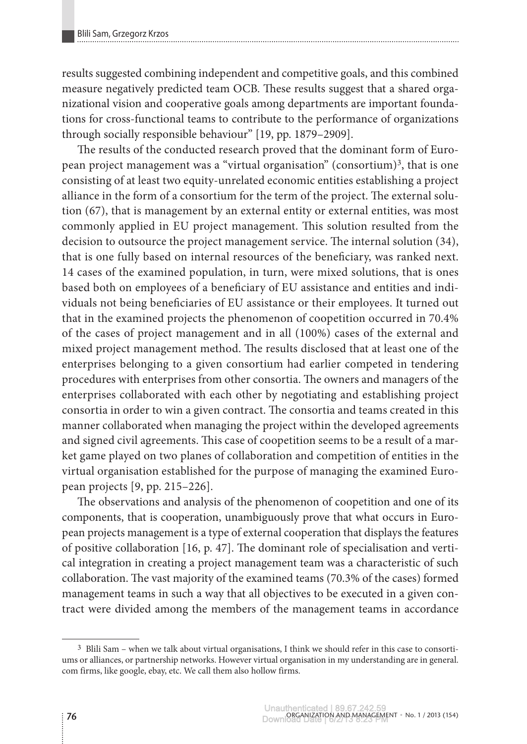results suggested combining independent and competitive goals, and this combined measure negatively predicted team OCB. These results suggest that a shared organizational vision and cooperative goals among departments are important foundations for cross-functional teams to contribute to the performance of organizations through socially responsible behaviour" [19, pp. 1879–2909].

The results of the conducted research proved that the dominant form of European project management was a "virtual organisation" (consortium)[3], that is one consisting of at least two equity-unrelated economic entities establishing a project alliance in the form of a consortium for the term of the project. The external solution (67), that is management by an external entity or external entities, was most commonly applied in EU project management. This solution resulted from the decision to outsource the project management service. The internal solution (34), that is one fully based on internal resources of the beneficiary, was ranked next. 14 cases of the examined population, in turn, were mixed solutions, that is ones based both on employees of a beneficiary of EU assistance and entities and individuals not being beneficiaries of EU assistance or their employees. It turned out that in the examined projects the phenomenon of coopetition occurred in 70.4% of the cases of project management and in all (100%) cases of the external and mixed project management method. The results disclosed that at least one of the enterprises belonging to a given consortium had earlier competed in tendering procedures with enterprises from other consortia. The owners and managers of the enterprises collaborated with each other by negotiating and establishing project consortia in order to win a given contract. The consortia and teams created in this manner collaborated when managing the project within the developed agreements and signed civil agreements. This case of coopetition seems to be a result of a market game played on two planes of collaboration and competition of entities in the virtual organisation established for the purpose of managing the examined European projects [9, pp. 215–226].

The observations and analysis of the phenomenon of coopetition and one of its components, that is cooperation, unambiguously prove that what occurs in European projects management is a type of external cooperation that displays the features of positive collaboration [16, p. 47]. The dominant role of specialisation and vertical integration in creating a project management team was a characteristic of such collaboration. The vast majority of the examined teams (70.3% of the cases) formed management teams in such a way that all objectives to be executed in a given contract were divided among the members of the management teams in accordance

[3] Blili Sam – when we talk about virtual organisations, I think we should refer in this case to consortiums or alliances, or partnership networks. However virtual organisation in my understanding are in general. com firms, like google, ebay, etc. We call them also hollow firms.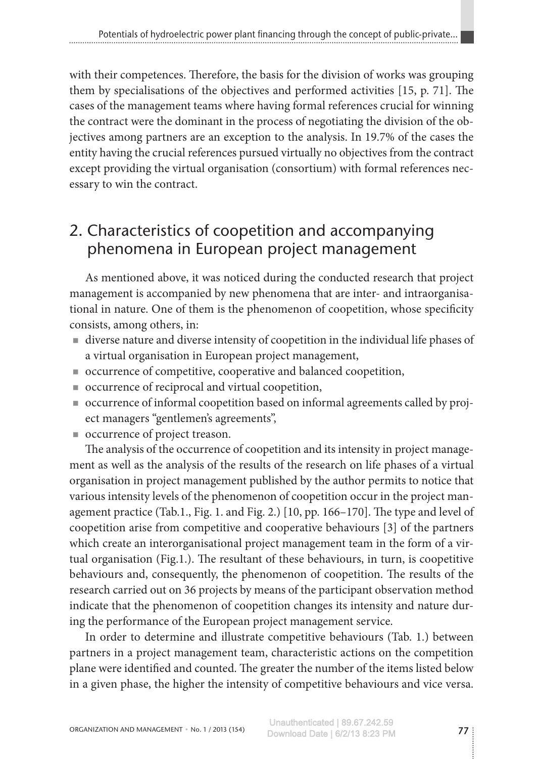with their competences. Therefore, the basis for the division of works was grouping them by specialisations of the objectives and performed activities [15, p. 71]. The cases of the management teams where having formal references crucial for winning the contract were the dominant in the process of negotiating the division of the objectives among partners are an exception to the analysis. In 19.7% of the cases the entity having the crucial references pursued virtually no objectives from the contract except providing the virtual organisation (consortium) with formal references necessary to win the contract.

## 2. Characteristics of coopetition and accompanying phenomena in European project management

As mentioned above, it was noticed during the conducted research that project management is accompanied by new phenomena that are inter- and intraorganisational in nature. One of them is the phenomenon of coopetition, whose specificity consists, among others, in:

- diverse nature and diverse intensity of coopetition in the individual life phases of a virtual organisation in European project management,
- occurrence of competitive, cooperative and balanced coopetition,
- occurrence of reciprocal and virtual coopetition,
- occurrence of informal coopetition based on informal agreements called by project managers "gentlemen's agreements",
- occurrence of project treason.

The analysis of the occurrence of coopetition and its intensity in project management as well as the analysis of the results of the research on life phases of a virtual organisation in project management published by the author permits to notice that various intensity levels of the phenomenon of coopetition occur in the project management practice (Tab.1., Fig. 1. and Fig. 2.) [10, pp. 166–170]. The type and level of coopetition arise from competitive and cooperative behaviours [3] of the partners which create an interorganisational project management team in the form of a virtual organisation (Fig.1.). The resultant of these behaviours, in turn, is coopetitive behaviours and, consequently, the phenomenon of coopetition. The results of the research carried out on 36 projects by means of the participant observation method indicate that the phenomenon of coopetition changes its intensity and nature during the performance of the European project management service.

In order to determine and illustrate competitive behaviours (Tab. 1.) between partners in a project management team, characteristic actions on the competition plane were identified and counted. The greater the number of the items listed below in a given phase, the higher the intensity of competitive behaviours and vice versa.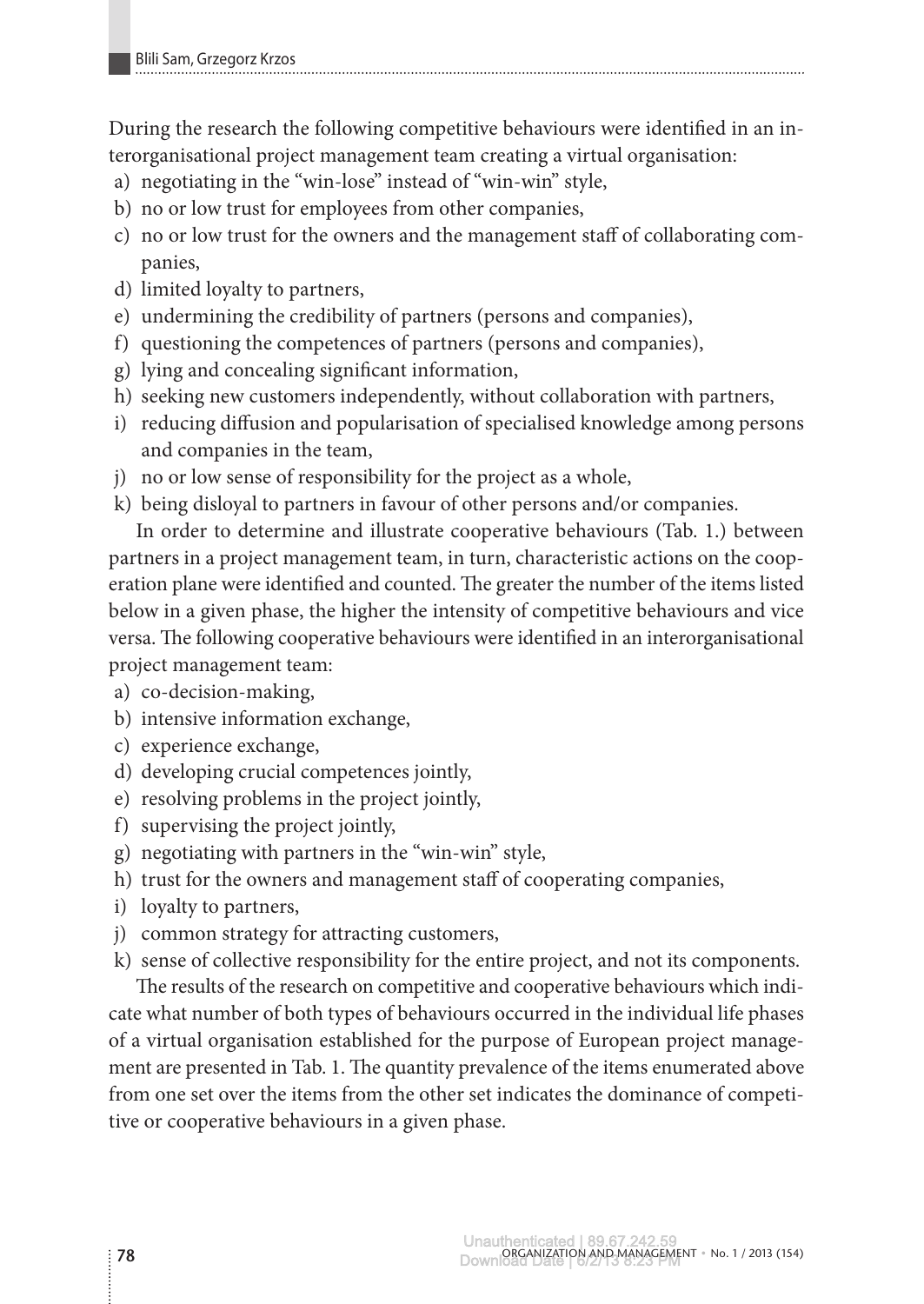During the research the following competitive behaviours were identified in an interorganisational project management team creating a virtual organisation:

a) negotiating in the "win-lose" instead of "win-win" style,
b) no or low trust for employees from other companies,
c) no or low trust for the owners and the management staff of collaborating companies,
d) limited loyalty to partners,
e) undermining the credibility of partners (persons and companies),
f) questioning the competences of partners (persons and companies),
g) lying and concealing significant information,
h) seeking new customers independently, without collaboration with partners,
i) reducing diffusion and popularisation of specialised knowledge among persons and companies in the team,
j) no or low sense of responsibility for the project as a whole,
k) being disloyal to partners in favour of other persons and/or companies.

In order to determine and illustrate cooperative behaviours (Tab. 1.) between partners in a project management team, in turn, characteristic actions on the cooperation plane were identified and counted. The greater the number of the items listed below in a given phase, the higher the intensity of competitive behaviours and vice versa. The following cooperative behaviours were identified in an interorganisational project management team:

a) co-decision-making,
b) intensive information exchange,
c) experience exchange,
d) developing crucial competences jointly,
e) resolving problems in the project jointly,
f) supervising the project jointly,
g) negotiating with partners in the "win-win" style,
h) trust for the owners and management staff of cooperating companies,
i) loyalty to partners,
j) common strategy for attracting customers,
k) sense of collective responsibility for the entire project, and not its components.

The results of the research on competitive and cooperative behaviours which indicate what number of both types of behaviours occurred in the individual life phases of a virtual organisation established for the purpose of European project management are presented in Tab. 1. The quantity prevalence of the items enumerated above from one set over the items from the other set indicates the dominance of competitive or cooperative behaviours in a given phase.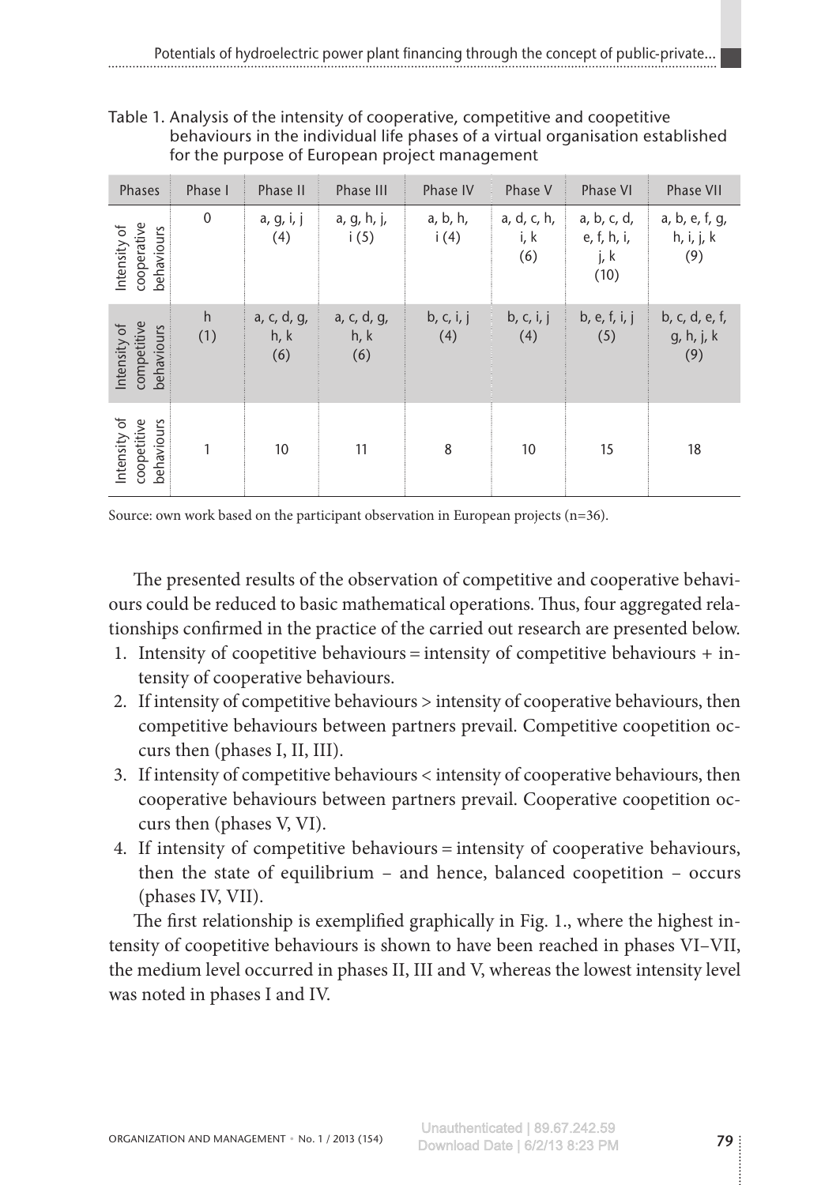Table 1. Analysis of the intensity of cooperative, competitive and coopetitive behaviours in the individual life phases of a virtual organisation established for the purpose of European project management

| Phases | Phase I | Phase II | Phase III | Phase IV | Phase V | Phase VI | Phase VII |
|---|---|---|---|---|---|---|---|
| Intensity of cooperative behaviours | 0 | a, g, i, j (4) | a, g, h, j, i (5) | a, b, h, i (4) | a, d, c, h, i, k (6) | a, b, c, d, e, f, h, i, j, k (10) | a, b, e, f, g, h, i, j, k (9) |
| Intensity of competitive behaviours | h (1) | a, c, d, g, h, k (6) | a, c, d, g, h, k (6) | b, c, i, j (4) | b, c, i, j (4) | b, e, f, i, j (5) | b, c, d, e, f, g, h, j, k (9) |
| Intensity of coopetitive behaviours | 1 | 10 | 11 | 8 | 10 | 15 | 18 |

Source: own work based on the participant observation in European projects (n=36).

The presented results of the observation of competitive and cooperative behaviours could be reduced to basic mathematical operations. Thus, four aggregated relationships confirmed in the practice of the carried out research are presented below.

1. Intensity of coopetitive behaviours = intensity of competitive behaviours + intensity of cooperative behaviours.
2. If intensity of competitive behaviours > intensity of cooperative behaviours, then competitive behaviours between partners prevail. Competitive coopetition occurs then (phases I, II, III).
3. If intensity of competitive behaviours < intensity of cooperative behaviours, then cooperative behaviours between partners prevail. Cooperative coopetition occurs then (phases V, VI).
4. If intensity of competitive behaviours = intensity of cooperative behaviours, then the state of equilibrium – and hence, balanced coopetition – occurs (phases IV, VII).

The first relationship is exemplified graphically in Fig. 1., where the highest intensity of coopetitive behaviours is shown to have been reached in phases VI–VII, the medium level occurred in phases II, III and V, whereas the lowest intensity level was noted in phases I and IV.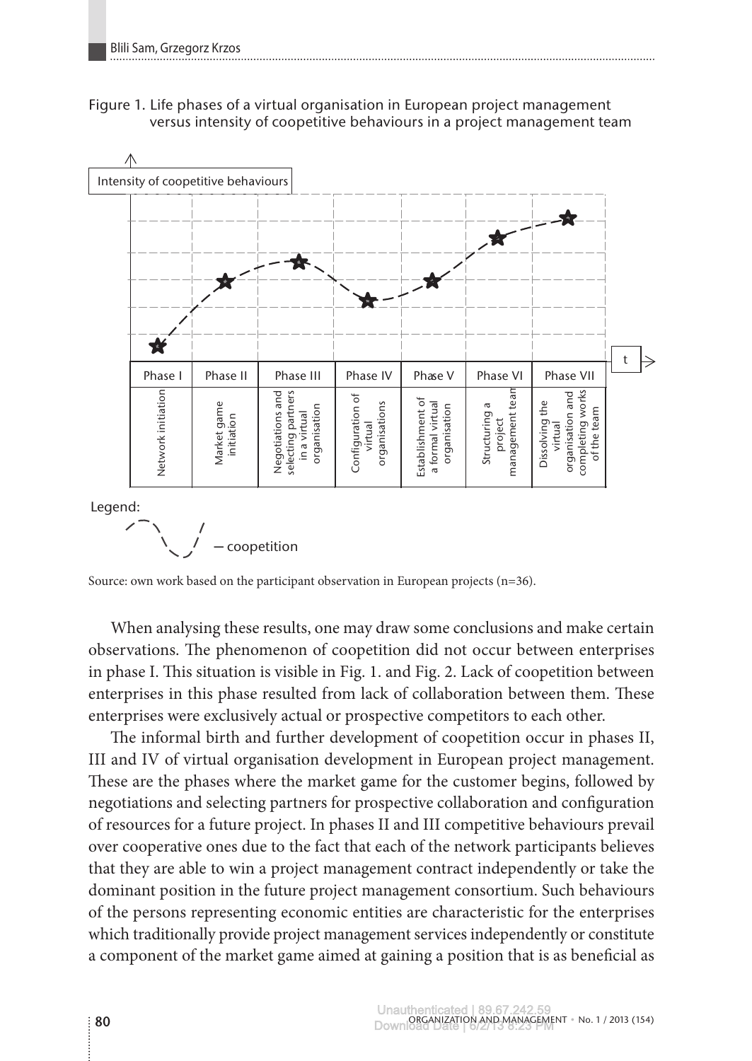Figure 1. Life phases of a virtual organisation in European project management versus intensity of coopetitive behaviours in a project management team

| Phase I | Phase II | Phase III | Phase IV | Phase V | Phase VI | Phase VII |
|---|---|---|---|---|---|---|
| Network initiation | Market game initiation | Negotiations and selecting partners in a virtual organisation | Configuration of virtual organisations | Establishment of a formal virtual organisation | Structuring a project management team | Dissolving the virtual organisation and completing works of the team |

Legend: – coopetition

Source: own work based on the participant observation in European projects (n=36).

When analysing these results, one may draw some conclusions and make certain observations. The phenomenon of coopetition did not occur between enterprises in phase I. This situation is visible in Fig. 1. and Fig. 2. Lack of coopetition between enterprises in this phase resulted from lack of collaboration between them. These enterprises were exclusively actual or prospective competitors to each other.

The informal birth and further development of coopetition occur in phases II, III and IV of virtual organisation development in European project management. These are the phases where the market game for the customer begins, followed by negotiations and selecting partners for prospective collaboration and configuration of resources for a future project. In phases II and III competitive behaviours prevail over cooperative ones due to the fact that each of the network participants believes that they are able to win a project management contract independently or take the dominant position in the future project management consortium. Such behaviours of the persons representing economic entities are characteristic for the enterprises which traditionally provide project management services independently or constitute a component of the market game aimed at gaining a position that is as beneficial as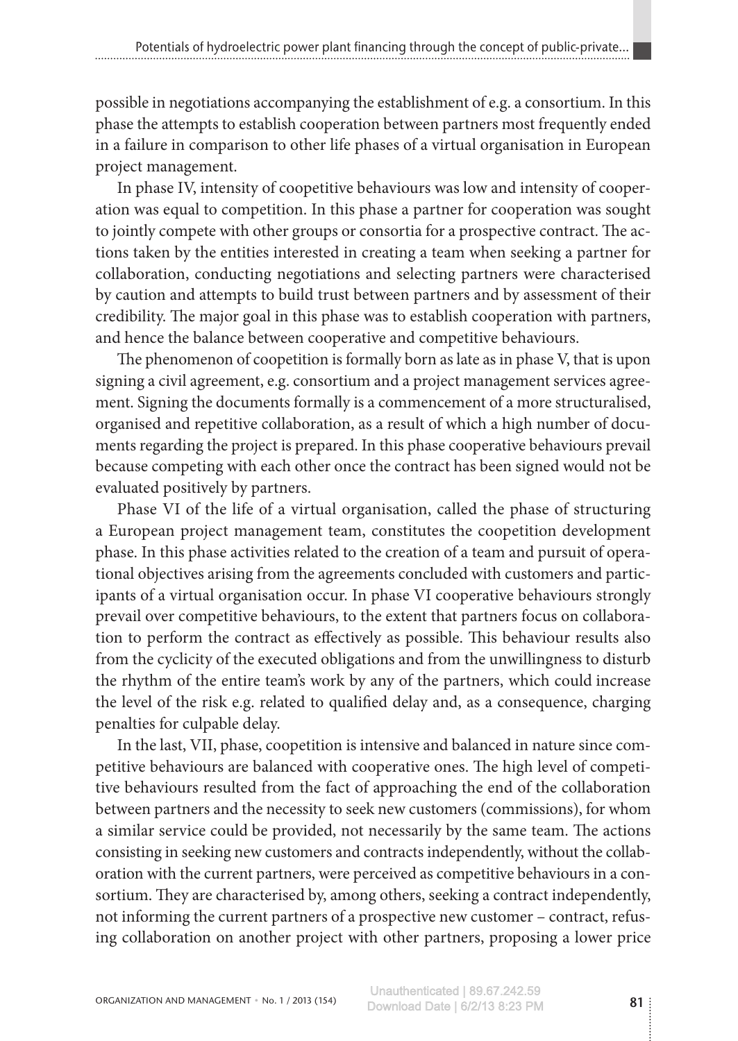possible in negotiations accompanying the establishment of e.g. a consortium. In this phase the attempts to establish cooperation between partners most frequently ended in a failure in comparison to other life phases of a virtual organisation in European project management.

In phase IV, intensity of coopetitive behaviours was low and intensity of cooperation was equal to competition. In this phase a partner for cooperation was sought to jointly compete with other groups or consortia for a prospective contract. The actions taken by the entities interested in creating a team when seeking a partner for collaboration, conducting negotiations and selecting partners were characterised by caution and attempts to build trust between partners and by assessment of their credibility. The major goal in this phase was to establish cooperation with partners, and hence the balance between cooperative and competitive behaviours.

The phenomenon of coopetition is formally born as late as in phase V, that is upon signing a civil agreement, e.g. consortium and a project management services agreement. Signing the documents formally is a commencement of a more structuralised, organised and repetitive collaboration, as a result of which a high number of documents regarding the project is prepared. In this phase cooperative behaviours prevail because competing with each other once the contract has been signed would not be evaluated positively by partners.

Phase VI of the life of a virtual organisation, called the phase of structuring a European project management team, constitutes the coopetition development phase. In this phase activities related to the creation of a team and pursuit of operational objectives arising from the agreements concluded with customers and participants of a virtual organisation occur. In phase VI cooperative behaviours strongly prevail over competitive behaviours, to the extent that partners focus on collaboration to perform the contract as effectively as possible. This behaviour results also from the cyclicity of the executed obligations and from the unwillingness to disturb the rhythm of the entire team's work by any of the partners, which could increase the level of the risk e.g. related to qualified delay and, as a consequence, charging penalties for culpable delay.

In the last, VII, phase, coopetition is intensive and balanced in nature since competitive behaviours are balanced with cooperative ones. The high level of competitive behaviours resulted from the fact of approaching the end of the collaboration between partners and the necessity to seek new customers (commissions), for whom a similar service could be provided, not necessarily by the same team. The actions consisting in seeking new customers and contracts independently, without the collaboration with the current partners, were perceived as competitive behaviours in a consortium. They are characterised by, among others, seeking a contract independently, not informing the current partners of a prospective new customer – contract, refusing collaboration on another project with other partners, proposing a lower price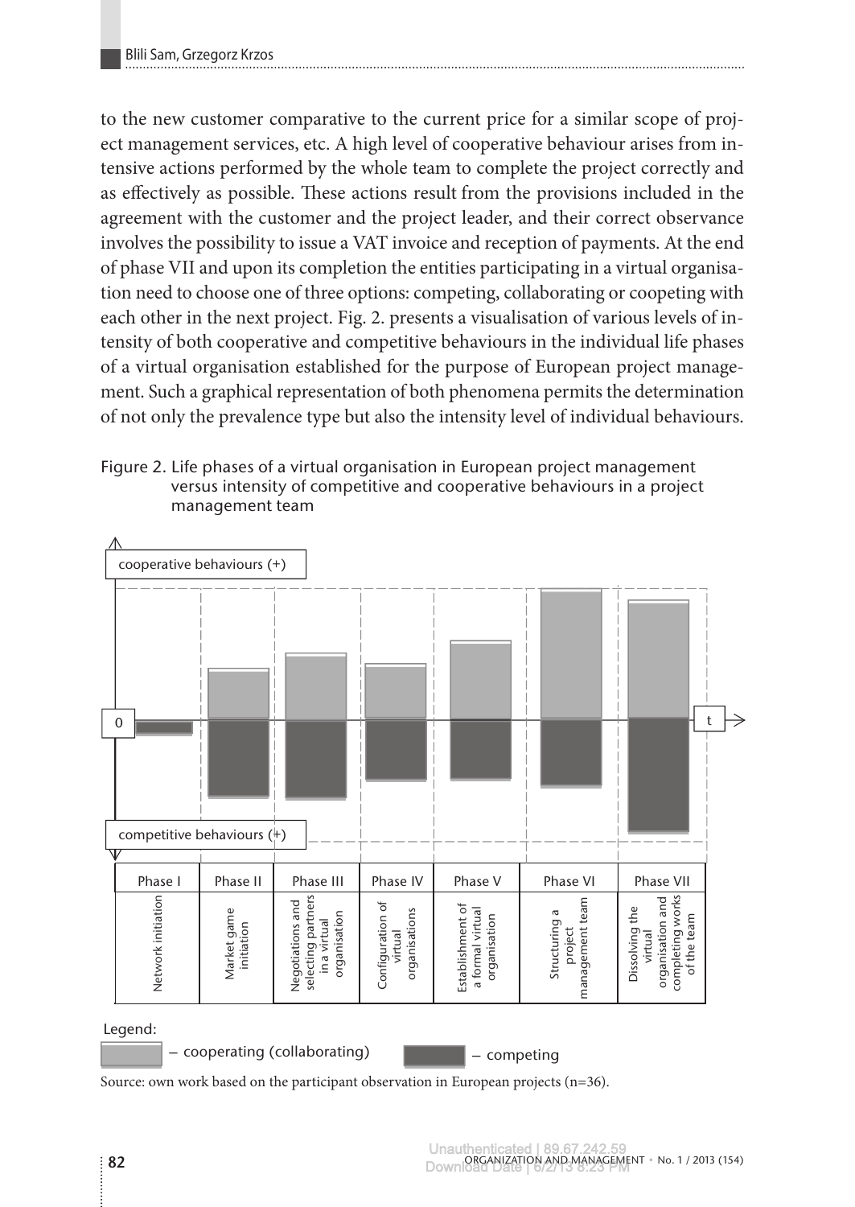to the new customer comparative to the current price for a similar scope of project management services, etc. A high level of cooperative behaviour arises from intensive actions performed by the whole team to complete the project correctly and as effectively as possible. These actions result from the provisions included in the agreement with the customer and the project leader, and their correct observance involves the possibility to issue a VAT invoice and reception of payments. At the end of phase VII and upon its completion the entities participating in a virtual organisation need to choose one of three options: competing, collaborating or coopeting with each other in the next project. Fig. 2. presents a visualisation of various levels of intensity of both cooperative and competitive behaviours in the individual life phases of a virtual organisation established for the purpose of European project management. Such a graphical representation of both phenomena permits the determination of not only the prevalence type but also the intensity level of individual behaviours.

Figure 2. Life phases of a virtual organisation in European project management versus intensity of competitive and cooperative behaviours in a project management team

cooperative behaviours (+)

0

t

competitive behaviours (+)

| Phase I | Phase II | Phase III | Phase IV | Phase V | Phase VI | Phase VII |
| --- | --- | --- | --- | --- | --- | --- |
| Network initiation | Market game initiation | Negotiations and selecting partners in a virtual organisation | Configuration of virtual organisations | Establishment of a formal virtual organisation | Structuring a project management team | Dissolving the virtual organisation and completing works of the team |

Legend:

– cooperating (collaborating)

– competing

Source: own work based on the participant observation in European projects (n=36).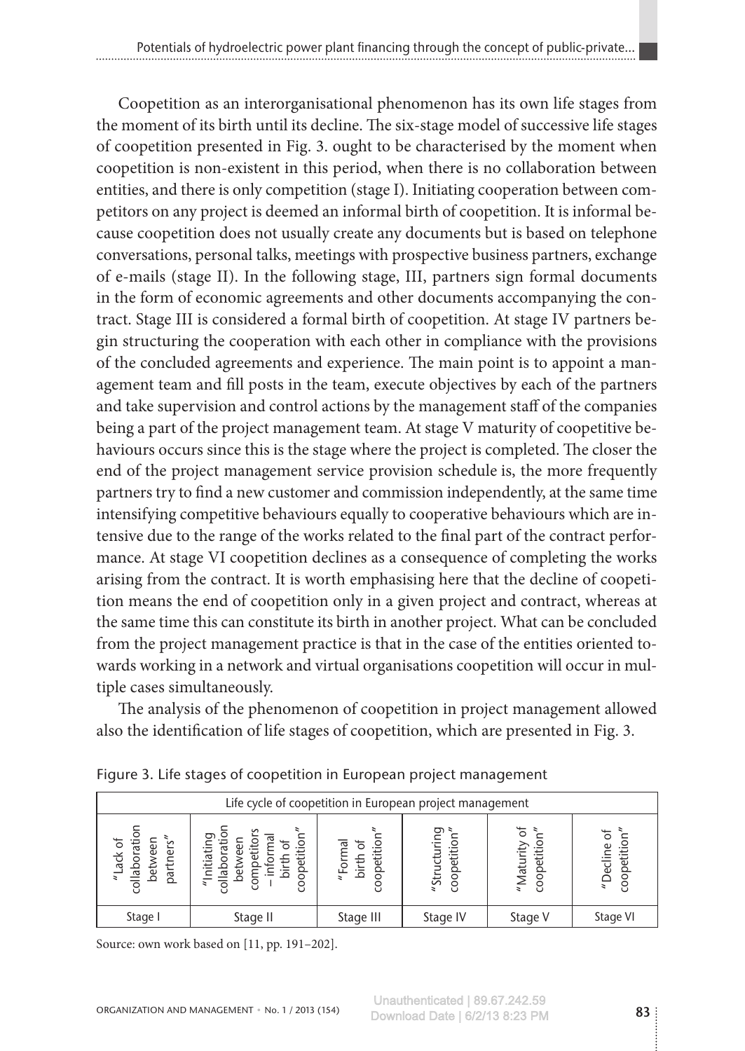Coopetition as an interorganisational phenomenon has its own life stages from the moment of its birth until its decline. The six-stage model of successive life stages of coopetition presented in Fig. 3. ought to be characterised by the moment when coopetition is non-existent in this period, when there is no collaboration between entities, and there is only competition (stage I). Initiating cooperation between competitors on any project is deemed an informal birth of coopetition. It is informal because coopetition does not usually create any documents but is based on telephone conversations, personal talks, meetings with prospective business partners, exchange of e-mails (stage II). In the following stage, III, partners sign formal documents in the form of economic agreements and other documents accompanying the contract. Stage III is considered a formal birth of coopetition. At stage IV partners begin structuring the cooperation with each other in compliance with the provisions of the concluded agreements and experience. The main point is to appoint a management team and fill posts in the team, execute objectives by each of the partners and take supervision and control actions by the management staff of the companies being a part of the project management team. At stage V maturity of coopetitive behaviours occurs since this is the stage where the project is completed. The closer the end of the project management service provision schedule is, the more frequently partners try to find a new customer and commission independently, at the same time intensifying competitive behaviours equally to cooperative behaviours which are intensive due to the range of the works related to the final part of the contract performance. At stage VI coopetition declines as a consequence of completing the works arising from the contract. It is worth emphasising here that the decline of coopetition means the end of coopetition only in a given project and contract, whereas at the same time this can constitute its birth in another project. What can be concluded from the project management practice is that in the case of the entities oriented towards working in a network and virtual organisations coopetition will occur in multiple cases simultaneously.

The analysis of the phenomenon of coopetition in project management allowed also the identification of life stages of coopetition, which are presented in Fig. 3.

Figure 3. Life stages of coopetition in European project management

| Life cycle of coopetition in European project management | | | | | |
|---|---|---|---|---|---|
| "Lack of collaboration between partners" | "Initiating collaboration between competitors – informal birth of coopetition" | "Formal birth of coopetition" | "Structuring coopetition" | "Maturity of coopetition" | "Decline of coopetition" |
| Stage I | Stage II | Stage III | Stage IV | Stage V | Stage VI |

Source: own work based on [11, pp. 191–202].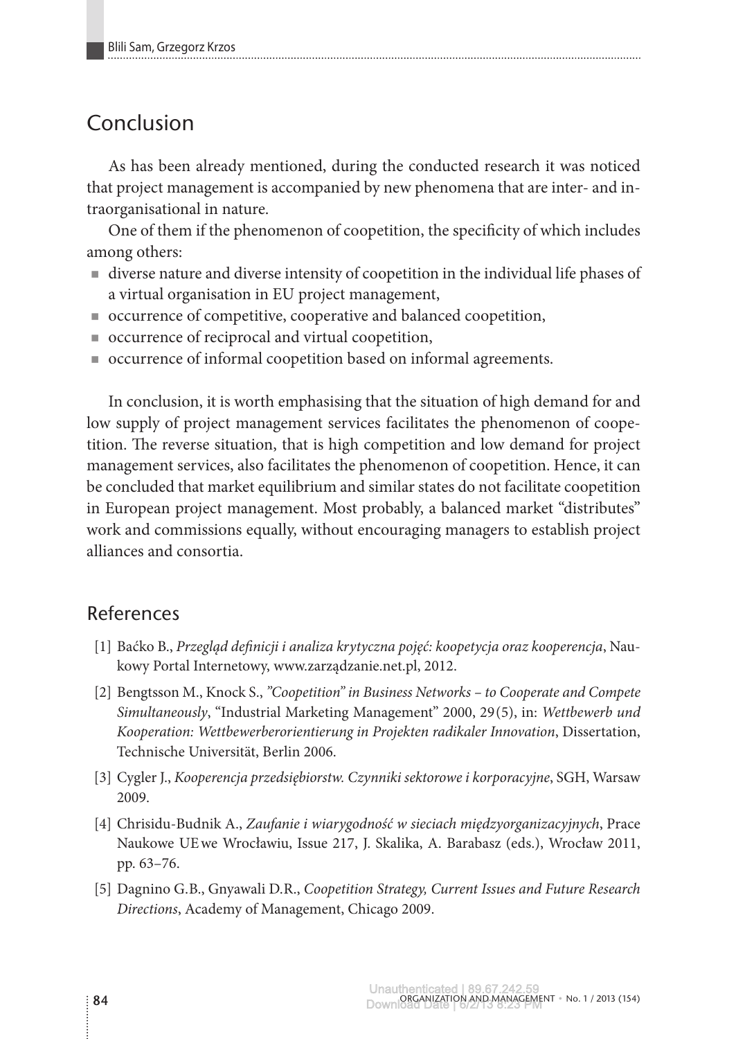## Conclusion

As has been already mentioned, during the conducted research it was noticed that project management is accompanied by new phenomena that are inter- and intraorganisational in nature.

One of them if the phenomenon of coopetition, the specificity of which includes among others:

- diverse nature and diverse intensity of coopetition in the individual life phases of a virtual organisation in EU project management,
- occurrence of competitive, cooperative and balanced coopetition,
- occurrence of reciprocal and virtual coopetition,
- occurrence of informal coopetition based on informal agreements.

In conclusion, it is worth emphasising that the situation of high demand for and low supply of project management services facilitates the phenomenon of coopetition. The reverse situation, that is high competition and low demand for project management services, also facilitates the phenomenon of coopetition. Hence, it can be concluded that market equilibrium and similar states do not facilitate coopetition in European project management. Most probably, a balanced market "distributes" work and commissions equally, without encouraging managers to establish project alliances and consortia.

## References

[1] Baćko B., *Przegląd definicji i analiza krytyczna pojęć: koopetycja oraz kooperencja*, Naukowy Portal Internetowy, www.zarządzanie.net.pl, 2012.

[2] Bengtsson M., Knock S., *"Coopetition" in Business Networks – to Cooperate and Compete Simultaneously*, "Industrial Marketing Management" 2000, 29(5), in: *Wettbewerb und Kooperation: Wettbewerberorientierung in Projekten radikaler Innovation*, Dissertation, Technische Universität, Berlin 2006.

[3] Cygler J., *Kooperencja przedsiębiorstw. Czynniki sektorowe i korporacyjne*, SGH, Warsaw 2009.

[4] Chrisidu-Budnik A., *Zaufanie i wiarygodność w sieciach międzyorganizacyjnych*, Prace Naukowe UE we Wrocławiu, Issue 217, J. Skalika, A. Barabasz (eds.), Wrocław 2011, pp. 63–76.

[5] Dagnino G.B., Gnyawali D.R., *Coopetition Strategy, Current Issues and Future Research Directions*, Academy of Management, Chicago 2009.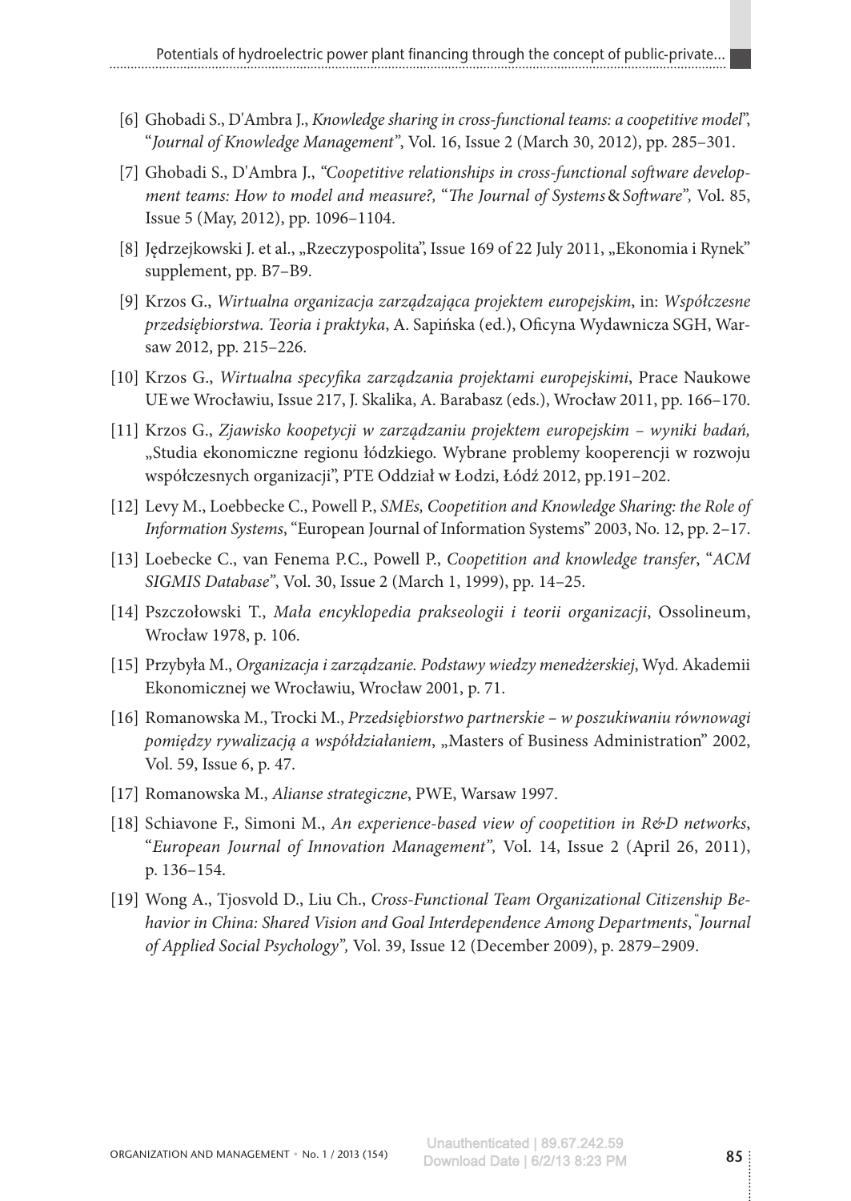[6] Ghobadi S., D'Ambra J., *Knowledge sharing in cross-functional teams: a coopetitive model*", "*Journal of Knowledge Management*", Vol. 16, Issue 2 (March 30, 2012), pp. 285–301.

[7] Ghobadi S., D'Ambra J., *"Coopetitive relationships in cross-functional software development teams: How to model and measure?,* "*The Journal of Systems & Software*", Vol. 85, Issue 5 (May, 2012), pp. 1096–1104.

[8] Jędrzejkowski J. et al., „Rzeczypospolita", Issue 169 of 22 July 2011, „Ekonomia i Rynek" supplement, pp. B7–B9.

[9] Krzos G., *Wirtualna organizacja zarządzająca projektem europejskim*, in: *Współczesne przedsiębiorstwa. Teoria i praktyka*, A. Sapińska (ed.), Oficyna Wydawnicza SGH, Warsaw 2012, pp. 215–226.

[10] Krzos G., *Wirtualna specyfika zarządzania projektami europejskimi*, Prace Naukowe UE we Wrocławiu, Issue 217, J. Skalika, A. Barabasz (eds.), Wrocław 2011, pp. 166–170.

[11] Krzos G., *Zjawisko koopetycji w zarządzaniu projektem europejskim – wyniki badań,* „Studia ekonomiczne regionu łódzkiego. Wybrane problemy kooperencji w rozwoju współczesnych organizacji", PTE Oddział w Łodzi, Łódź 2012, pp.191–202.

[12] Levy M., Loebbecke C., Powell P., *SMEs, Coopetition and Knowledge Sharing: the Role of Information Systems*, "European Journal of Information Systems" 2003, No. 12, pp. 2–17.

[13] Loebecke C., van Fenema P.C., Powell P., *Coopetition and knowledge transfer*, "*ACM SIGMIS Database*", Vol. 30, Issue 2 (March 1, 1999), pp. 14–25.

[14] Pszczołowski T., *Mała encyklopedia prakseologii i teorii organizacji*, Ossolineum, Wrocław 1978, p. 106.

[15] Przybyła M., *Organizacja i zarządzanie. Podstawy wiedzy menedżerskiej*, Wyd. Akademii Ekonomicznej we Wrocławiu, Wrocław 2001, p. 71.

[16] Romanowska M., Trocki M., *Przedsiębiorstwo partnerskie – w poszukiwaniu równowagi pomiędzy rywalizacją a współdziałaniem*, „Masters of Business Administration" 2002, Vol. 59, Issue 6, p. 47.

[17] Romanowska M., *Alianse strategiczne*, PWE, Warsaw 1997.

[18] Schiavone F., Simoni M., *An experience-based view of coopetition in R&D networks*, "*European Journal of Innovation Management",* Vol. 14, Issue 2 (April 26, 2011), p. 136–154.

[19] Wong A., Tjosvold D., Liu Ch., *Cross-Functional Team Organizational Citizenship Behavior in China: Shared Vision and Goal Interdependence Among Departments*, "*Journal of Applied Social Psychology",* Vol. 39, Issue 12 (December 2009), p. 2879–2909.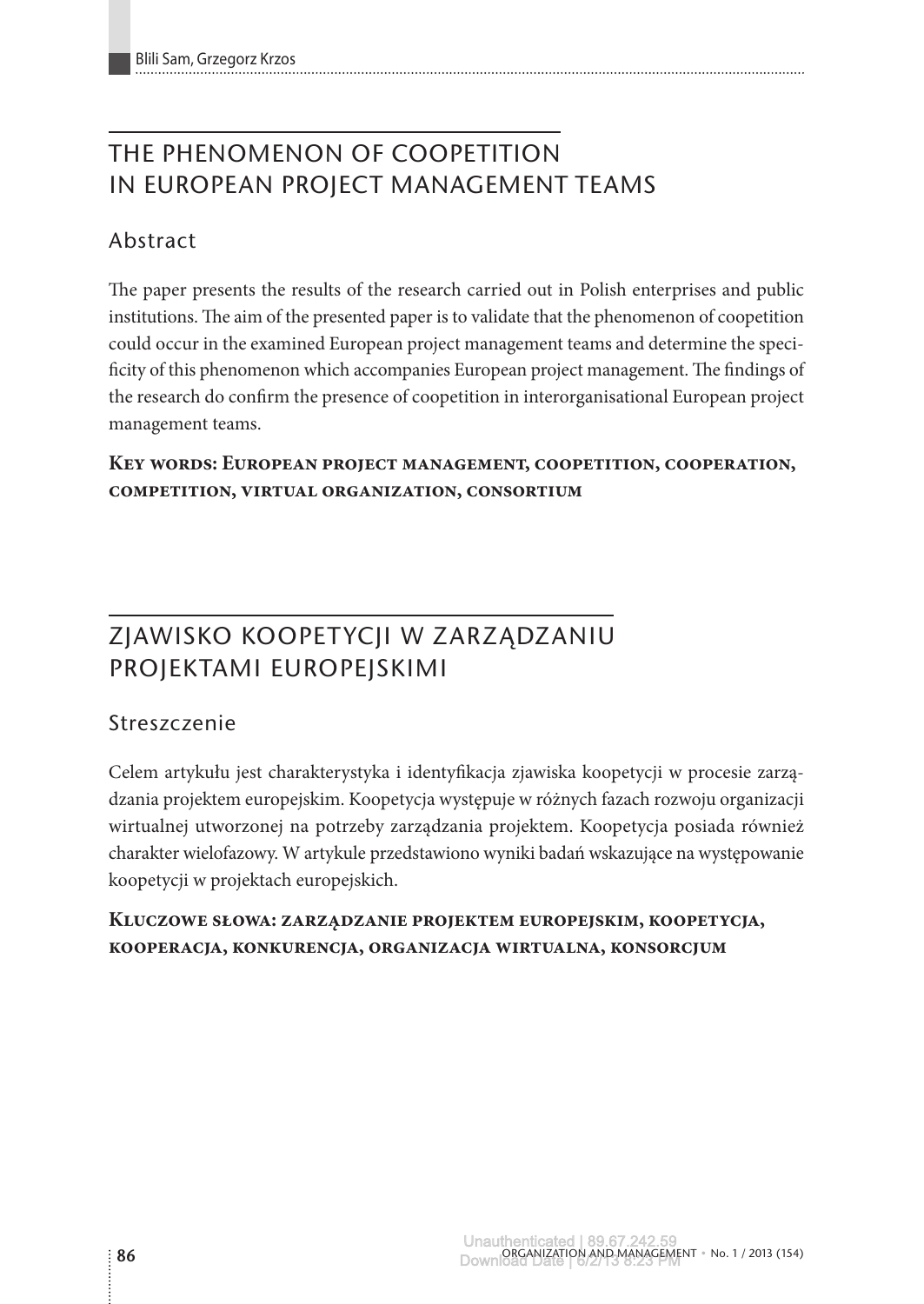# THE PHENOMENON OF COOPETITION IN EUROPEAN PROJECT MANAGEMENT TEAMS

## Abstract

The paper presents the results of the research carried out in Polish enterprises and public institutions. The aim of the presented paper is to validate that the phenomenon of coopetition could occur in the examined European project management teams and determine the specificity of this phenomenon which accompanies European project management. The findings of the research do confirm the presence of coopetition in interorganisational European project management teams.

**Key words: European project management, coopetition, cooperation, competition, virtual organization, consortium**

# ZJAWISKO KOOPETYCJI W ZARZĄDZANIU PROJEKTAMI EUROPEJSKIMI

## Streszczenie

Celem artykułu jest charakterystyka i identyfikacja zjawiska koopetycji w procesie zarządzania projektem europejskim. Koopetycja występuje w różnych fazach rozwoju organizacji wirtualnej utworzonej na potrzeby zarządzania projektem. Koopetycja posiada również charakter wielofazowy. W artykule przedstawiono wyniki badań wskazujące na występowanie koopetycji w projektach europejskich.

**Kluczowe słowa: zarządzanie projektem europejskim, koopetycja, kooperacja, konkurencja, organizacja wirtualna, konsorcjum**